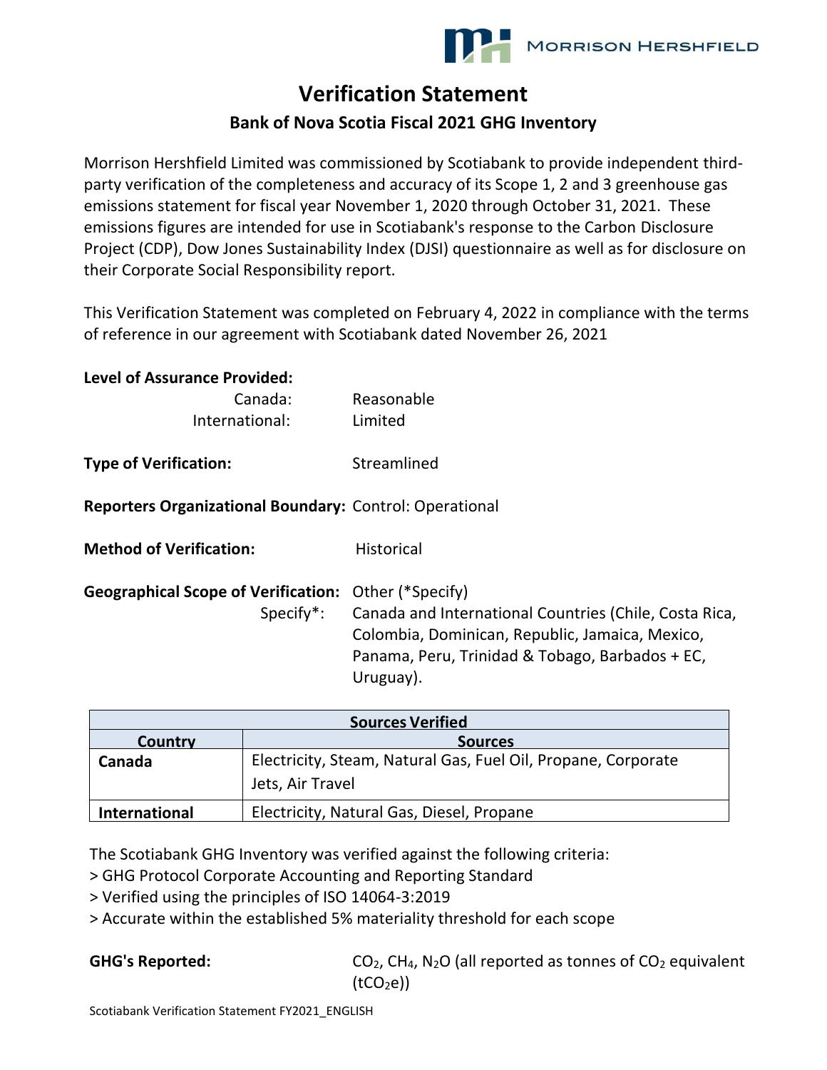# Verification Statement

## Bank of Nova Scotia Fiscal 2021 GHG Inventory

Morrison Hershfield Limited was commissioned by Scotiabank to provide independent third-party verification of the completeness and accuracy of its Scope 1, 2 and 3 greenhouse gas emissions statement for fiscal year November 1, 2020 through October 31, 2021. These emissions figures are intended for use in Scotiabank's response to the Carbon Disclosure Project (CDP), Dow Jones Sustainability Index (DJSI) questionnaire as well as for disclosure on their Corporate Social Responsibility report.

This Verification Statement was completed on February 4, 2022 in compliance with the terms of reference in our agreement with Scotiabank dated November 26, 2021

**Level of Assurance Provided:**

Canada: Reasonable
International: Limited

**Type of Verification:** Streamlined

**Reporters Organizational Boundary:** Control: Operational

**Method of Verification:** Historical

**Geographical Scope of Verification:** Other (*Specify)
Specify*: Canada and International Countries (Chile, Costa Rica, Colombia, Dominican, Republic, Jamaica, Mexico, Panama, Peru, Trinidad & Tobago, Barbados + EC, Uruguay).

| Sources Verified | |
|---|---|
| **Country** | **Sources** |
| **Canada** | Electricity, Steam, Natural Gas, Fuel Oil, Propane, Corporate Jets, Air Travel |
| **International** | Electricity, Natural Gas, Diesel, Propane |

The Scotiabank GHG Inventory was verified against the following criteria:

> GHG Protocol Corporate Accounting and Reporting Standard
> Verified using the principles of ISO 14064-3:2019
> Accurate within the established 5% materiality threshold for each scope

**GHG's Reported:** $CO_2$, $CH_4$, $N_2O$ (all reported as tonnes of $CO_2$ equivalent ($tCO_2e$))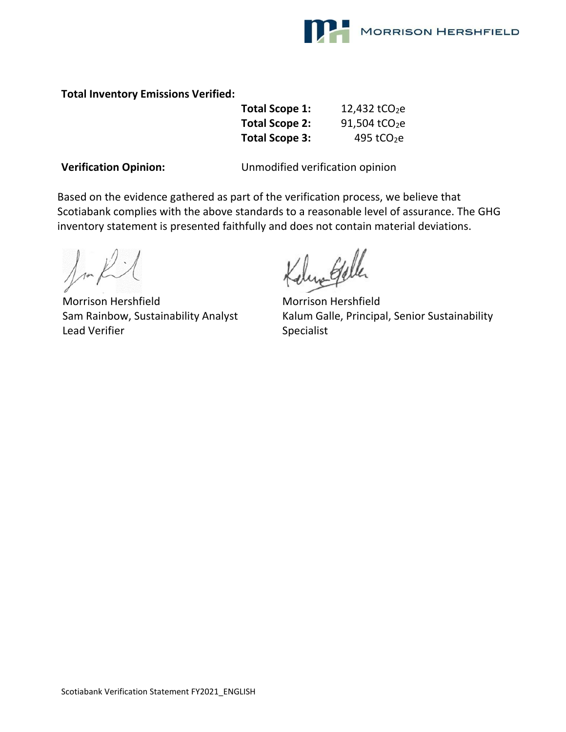**Total Inventory Emissions Verified:**

| | | |
|---|---|---|
| | **Total Scope 1:** | 12,432 $tCO_2e$ |
| | **Total Scope 2:** | 91,504 $tCO_2e$ |
| | **Total Scope 3:** | 495 $tCO_2e$ |

**Verification Opinion:** Unmodified verification opinion

Based on the evidence gathered as part of the verification process, we believe that Scotiabank complies with the above standards to a reasonable level of assurance. The GHG inventory statement is presented faithfully and does not contain material deviations.

Morrison Hershfield
Sam Rainbow, Sustainability Analyst
Lead Verifier

Morrison Hershfield
Kalum Galle, Principal, Senior Sustainability Specialist